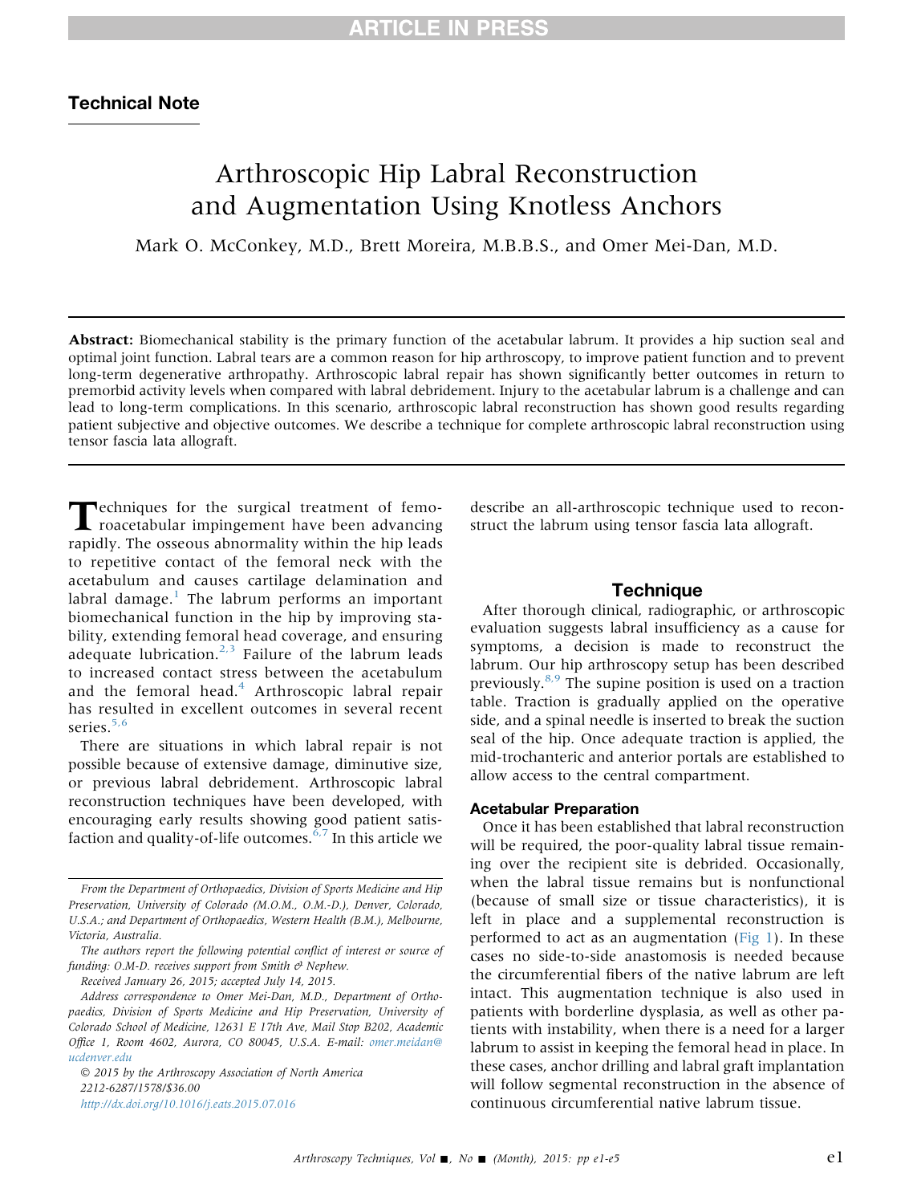## Technical Note

# Arthroscopic Hip Labral Reconstruction and Augmentation Using Knotless Anchors

Mark O. McConkey, M.D., Brett Moreira, M.B.B.S., and Omer Mei-Dan, M.D.

**Abstract:** Biomechanical stability is the primary function of the acetabular labrum. It provides a hip suction seal and optimal joint function. Labral tears are a common reason for hip arthroscopy, to improve patient function and to prevent long-term degenerative arthropathy. Arthroscopic labral repair has shown significantly better outcomes in return to premorbid activity levels when compared with labral debridement. Injury to the acetabular labrum is a challenge and can lead to long-term complications. In this scenario, arthroscopic labral reconstruction has shown good results regarding patient subjective and objective outcomes. We describe a technique for complete arthroscopic labral reconstruction using tensor fascia lata allograft.

Techniques for the surgical treatment of femoroacetabular impingement have been advancing rapidly. The osseous abnormality within the hip leads to repetitive contact of the femoral neck with the acetabulum and causes cartilage delamination and labral damage.[1] The labrum performs an important biomechanical function in the hip by improving stability, extending femoral head coverage, and ensuring adequate lubrication.[2,3] Failure of the labrum leads to increased contact stress between the acetabulum and the femoral head.[4] Arthroscopic labral repair has resulted in excellent outcomes in several recent series.[5,6]

There are situations in which labral repair is not possible because of extensive damage, diminutive size, or previous labral debridement. Arthroscopic labral reconstruction techniques have been developed, with encouraging early results showing good patient satisfaction and quality-of-life outcomes.[6,7] In this article we describe an all-arthroscopic technique used to reconstruct the labrum using tensor fascia lata allograft.

*From the Department of Orthopaedics, Division of Sports Medicine and Hip Preservation, University of Colorado (M.O.M., O.M.-D.), Denver, Colorado, U.S.A.; and Department of Orthopaedics, Western Health (B.M.), Melbourne, Victoria, Australia.*

*The authors report the following potential conflict of interest or source of funding: O.M-D. receives support from Smith & Nephew.*

*Received January 26, 2015; accepted July 14, 2015.*

*Address correspondence to Omer Mei-Dan, M.D., Department of Orthopaedics, Division of Sports Medicine and Hip Preservation, University of Colorado School of Medicine, 12631 E 17th Ave, Mail Stop B202, Academic Office 1, Room 4602, Aurora, CO 80045, U.S.A. E-mail: omer.meidan@ucdenver.edu*

*© 2015 by the Arthroscopy Association of North America*
*2212-6287/1578/$36.00*
*http://dx.doi.org/10.1016/j.eats.2015.07.016*

## Technique

After thorough clinical, radiographic, or arthroscopic evaluation suggests labral insufficiency as a cause for symptoms, a decision is made to reconstruct the labrum. Our hip arthroscopy setup has been described previously.[8,9] The supine position is used on a traction table. Traction is gradually applied on the operative side, and a spinal needle is inserted to break the suction seal of the hip. Once adequate traction is applied, the mid-trochanteric and anterior portals are established to allow access to the central compartment.

### Acetabular Preparation

Once it has been established that labral reconstruction will be required, the poor-quality labral tissue remaining over the recipient site is debrided. Occasionally, when the labral tissue remains but is nonfunctional (because of small size or tissue characteristics), it is left in place and a supplemental reconstruction is performed to act as an augmentation (Fig 1). In these cases no side-to-side anastomosis is needed because the circumferential fibers of the native labrum are left intact. This augmentation technique is also used in patients with borderline dysplasia, as well as other patients with instability, when there is a need for a larger labrum to assist in keeping the femoral head in place. In these cases, anchor drilling and labral graft implantation will follow segmental reconstruction in the absence of continuous circumferential native labrum tissue.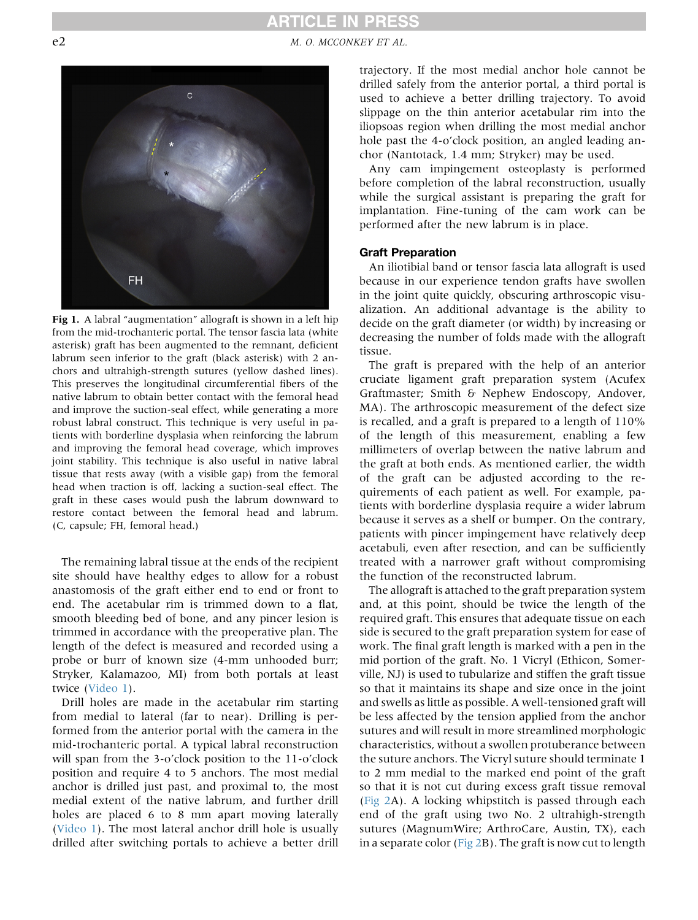Fig 1. A labral “augmentation” allograft is shown in a left hip from the mid-trochanteric portal. The tensor fascia lata (white asterisk) graft has been augmented to the remnant, deficient labrum seen inferior to the graft (black asterisk) with 2 anchors and ultrahigh-strength sutures (yellow dashed lines). This preserves the longitudinal circumferential fibers of the native labrum to obtain better contact with the femoral head and improve the suction-seal effect, while generating a more robust labral construct. This technique is very useful in patients with borderline dysplasia when reinforcing the labrum and improving the femoral head coverage, which improves joint stability. This technique is also useful in native labral tissue that rests away (with a visible gap) from the femoral head when traction is off, lacking a suction-seal effect. The graft in these cases would push the labrum downward to restore contact between the femoral head and labrum. (C, capsule; FH, femoral head.)

The remaining labral tissue at the ends of the recipient site should have healthy edges to allow for a robust anastomosis of the graft either end to end or front to end. The acetabular rim is trimmed down to a flat, smooth bleeding bed of bone, and any pincer lesion is trimmed in accordance with the preoperative plan. The length of the defect is measured and recorded using a probe or burr of known size (4-mm unhooded burr; Stryker, Kalamazoo, MI) from both portals at least twice (Video 1).

Drill holes are made in the acetabular rim starting from medial to lateral (far to near). Drilling is performed from the anterior portal with the camera in the mid-trochanteric portal. A typical labral reconstruction will span from the 3-o’clock position to the 11-o’clock position and require 4 to 5 anchors. The most medial anchor is drilled just past, and proximal to, the most medial extent of the native labrum, and further drill holes are placed 6 to 8 mm apart moving laterally (Video 1). The most lateral anchor drill hole is usually drilled after switching portals to achieve a better drill trajectory. If the most medial anchor hole cannot be drilled safely from the anterior portal, a third portal is used to achieve a better drilling trajectory. To avoid slippage on the thin anterior acetabular rim into the iliopsoas region when drilling the most medial anchor hole past the 4-o’clock position, an angled leading anchor (Nantotack, 1.4 mm; Stryker) may be used.

Any cam impingement osteoplasty is performed before completion of the labral reconstruction, usually while the surgical assistant is preparing the graft for implantation. Fine-tuning of the cam work can be performed after the new labrum is in place.

### Graft Preparation

An iliotibial band or tensor fascia lata allograft is used because in our experience tendon grafts have swollen in the joint quite quickly, obscuring arthroscopic visualization. An additional advantage is the ability to decide on the graft diameter (or width) by increasing or decreasing the number of folds made with the allograft tissue.

The graft is prepared with the help of an anterior cruciate ligament graft preparation system (Acufex Graftmaster; Smith & Nephew Endoscopy, Andover, MA). The arthroscopic measurement of the defect size is recalled, and a graft is prepared to a length of 110% of the length of this measurement, enabling a few millimeters of overlap between the native labrum and the graft at both ends. As mentioned earlier, the width of the graft can be adjusted according to the requirements of each patient as well. For example, patients with borderline dysplasia require a wider labrum because it serves as a shelf or bumper. On the contrary, patients with pincer impingement have relatively deep acetabuli, even after resection, and can be sufficiently treated with a narrower graft without compromising the function of the reconstructed labrum.

The allograft is attached to the graft preparation system and, at this point, should be twice the length of the required graft. This ensures that adequate tissue on each side is secured to the graft preparation system for ease of work. The final graft length is marked with a pen in the mid portion of the graft. No. 1 Vicryl (Ethicon, Somerville, NJ) is used to tubularize and stiffen the graft tissue so that it maintains its shape and size once in the joint and swells as little as possible. A well-tensioned graft will be less affected by the tension applied from the anchor sutures and will result in more streamlined morphologic characteristics, without a swollen protuberance between the suture anchors. The Vicryl suture should terminate 1 to 2 mm medial to the marked end point of the graft so that it is not cut during excess graft tissue removal (Fig 2A). A locking whipstitch is passed through each end of the graft using two No. 2 ultrahigh-strength sutures (MagnumWire; ArthroCare, Austin, TX), each in a separate color (Fig 2B). The graft is now cut to length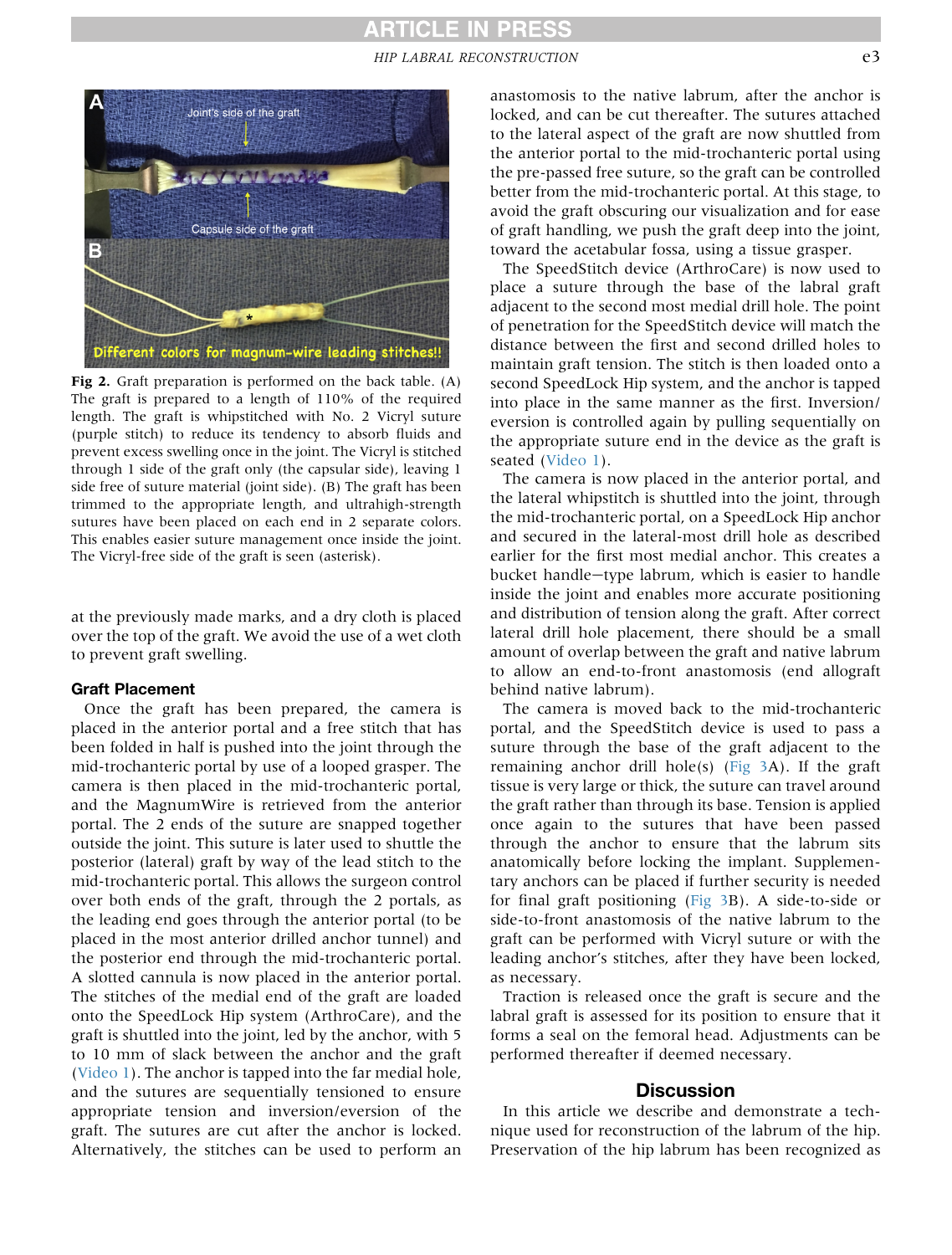Fig 2. Graft preparation is performed on the back table. (A) The graft is prepared to a length of 110% of the required length. The graft is whipstitched with No. 2 Vicryl suture (purple stitch) to reduce its tendency to absorb fluids and prevent excess swelling once in the joint. The Vicryl is stitched through 1 side of the graft only (the capsular side), leaving 1 side free of suture material (joint side). (B) The graft has been trimmed to the appropriate length, and ultrahigh-strength sutures have been placed on each end in 2 separate colors. This enables easier suture management once inside the joint. The Vicryl-free side of the graft is seen (asterisk).

at the previously made marks, and a dry cloth is placed over the top of the graft. We avoid the use of a wet cloth to prevent graft swelling.

### Graft Placement

Once the graft has been prepared, the camera is placed in the anterior portal and a free stitch that has been folded in half is pushed into the joint through the mid-trochanteric portal by use of a looped grasper. The camera is then placed in the mid-trochanteric portal, and the MagnumWire is retrieved from the anterior portal. The 2 ends of the suture are snapped together outside the joint. This suture is later used to shuttle the posterior (lateral) graft by way of the lead stitch to the mid-trochanteric portal. This allows the surgeon control over both ends of the graft, through the 2 portals, as the leading end goes through the anterior portal (to be placed in the most anterior drilled anchor tunnel) and the posterior end through the mid-trochanteric portal. A slotted cannula is now placed in the anterior portal. The stitches of the medial end of the graft are loaded onto the SpeedLock Hip system (ArthroCare), and the graft is shuttled into the joint, led by the anchor, with 5 to 10 mm of slack between the anchor and the graft (Video 1). The anchor is tapped into the far medial hole, and the sutures are sequentially tensioned to ensure appropriate tension and inversion/eversion of the graft. The sutures are cut after the anchor is locked. Alternatively, the stitches can be used to perform an anastomosis to the native labrum, after the anchor is locked, and can be cut thereafter. The sutures attached to the lateral aspect of the graft are now shuttled from the anterior portal to the mid-trochanteric portal using the pre-passed free suture, so the graft can be controlled better from the mid-trochanteric portal. At this stage, to avoid the graft obscuring our visualization and for ease of graft handling, we push the graft deep into the joint, toward the acetabular fossa, using a tissue grasper.

The SpeedStitch device (ArthroCare) is now used to place a suture through the base of the labral graft adjacent to the second most medial drill hole. The point of penetration for the SpeedStitch device will match the distance between the first and second drilled holes to maintain graft tension. The stitch is then loaded onto a second SpeedLock Hip system, and the anchor is tapped into place in the same manner as the first. Inversion/eversion is controlled again by pulling sequentially on the appropriate suture end in the device as the graft is seated (Video 1).

The camera is now placed in the anterior portal, and the lateral whipstitch is shuttled into the joint, through the mid-trochanteric portal, on a SpeedLock Hip anchor and secured in the lateral-most drill hole as described earlier for the first most medial anchor. This creates a bucket handle–type labrum, which is easier to handle inside the joint and enables more accurate positioning and distribution of tension along the graft. After correct lateral drill hole placement, there should be a small amount of overlap between the graft and native labrum to allow an end-to-front anastomosis (end allograft behind native labrum).

The camera is moved back to the mid-trochanteric portal, and the SpeedStitch device is used to pass a suture through the base of the graft adjacent to the remaining anchor drill hole(s) (Fig 3A). If the graft tissue is very large or thick, the suture can travel around the graft rather than through its base. Tension is applied once again to the sutures that have been passed through the anchor to ensure that the labrum sits anatomically before locking the implant. Supplementary anchors can be placed if further security is needed for final graft positioning (Fig 3B). A side-to-side or side-to-front anastomosis of the native labrum to the graft can be performed with Vicryl suture or with the leading anchor's stitches, after they have been locked, as necessary.

Traction is released once the graft is secure and the labral graft is assessed for its position to ensure that it forms a seal on the femoral head. Adjustments can be performed thereafter if deemed necessary.

## Discussion

In this article we describe and demonstrate a technique used for reconstruction of the labrum of the hip. Preservation of the hip labrum has been recognized as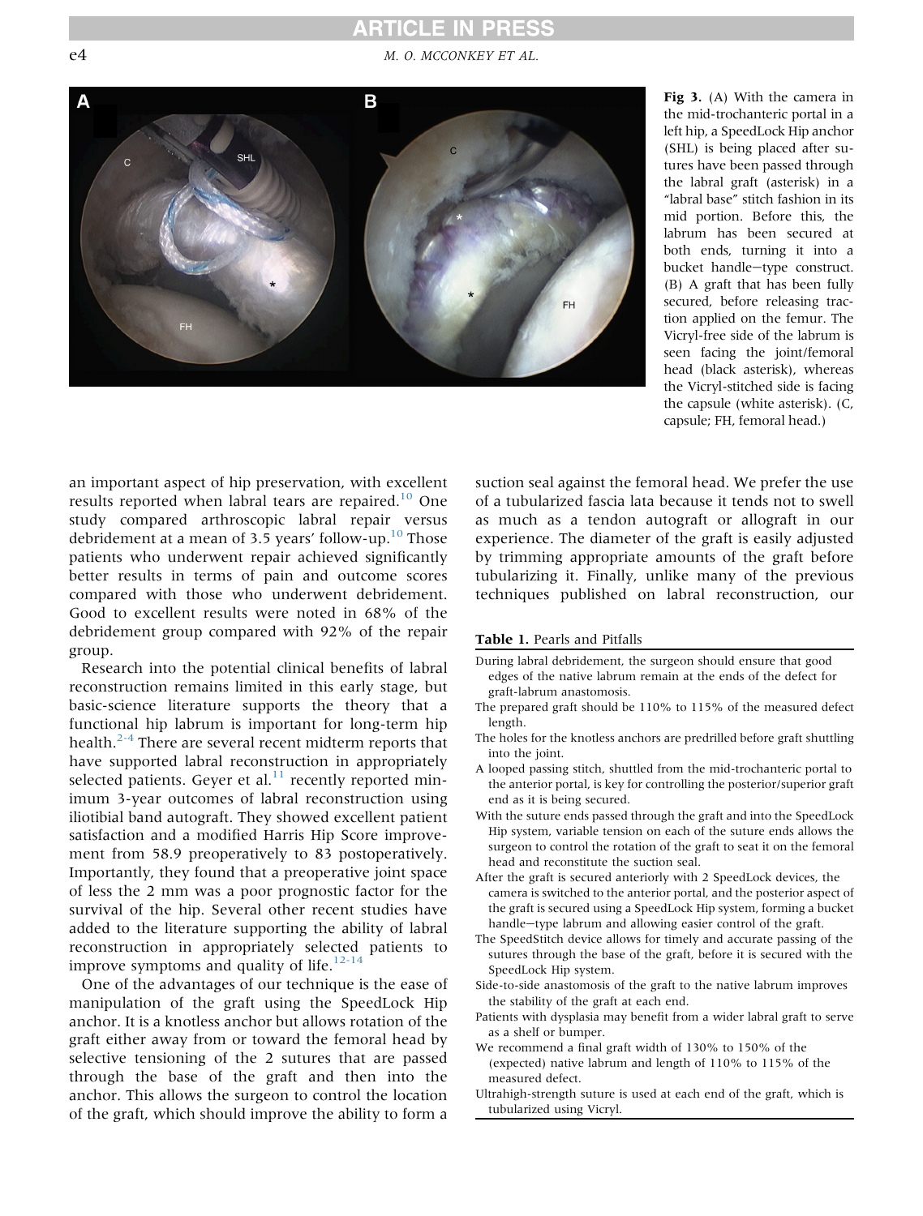Fig 3. (A) With the camera in the mid-trochanteric portal in a left hip, a SpeedLock Hip anchor (SHL) is being placed after sutures have been passed through the labral graft (asterisk) in a "labral base" stitch fashion in its mid portion. Before this, the labrum has been secured at both ends, turning it into a bucket handle–type construct. (B) A graft that has been fully secured, before releasing traction applied on the femur. The Vicryl-free side of the labrum is seen facing the joint/femoral head (black asterisk), whereas the Vicryl-stitched side is facing the capsule (white asterisk). (C, capsule; FH, femoral head.)

an important aspect of hip preservation, with excellent results reported when labral tears are repaired.[10] One study compared arthroscopic labral repair versus debridement at a mean of 3.5 years' follow-up.[10] Those patients who underwent repair achieved significantly better results in terms of pain and outcome scores compared with those who underwent debridement. Good to excellent results were noted in 68% of the debridement group compared with 92% of the repair group.

Research into the potential clinical benefits of labral reconstruction remains limited in this early stage, but basic-science literature supports the theory that a functional hip labrum is important for long-term hip health.[2-4] There are several recent midterm reports that have supported labral reconstruction in appropriately selected patients. Geyer et al.[11] recently reported minimum 3-year outcomes of labral reconstruction using iliotibial band autograft. They showed excellent patient satisfaction and a modified Harris Hip Score improvement from 58.9 preoperatively to 83 postoperatively. Importantly, they found that a preoperative joint space of less the 2 mm was a poor prognostic factor for the survival of the hip. Several other recent studies have added to the literature supporting the ability of labral reconstruction in appropriately selected patients to improve symptoms and quality of life.[12-14]

One of the advantages of our technique is the ease of manipulation of the graft using the SpeedLock Hip anchor. It is a knotless anchor but allows rotation of the graft either away from or toward the femoral head by selective tensioning of the 2 sutures that are passed through the base of the graft and then into the anchor. This allows the surgeon to control the location of the graft, which should improve the ability to form a suction seal against the femoral head. We prefer the use of a tubularized fascia lata because it tends not to swell as much as a tendon autograft or allograft in our experience. The diameter of the graft is easily adjusted by trimming appropriate amounts of the graft before tubularizing it. Finally, unlike many of the previous techniques published on labral reconstruction, our

**Table 1.** Pearls and Pitfalls

| |
|---|
| During labral debridement, the surgeon should ensure that good edges of the native labrum remain at the ends of the defect for graft-labrum anastomosis. |
| The prepared graft should be 110% to 115% of the measured defect length. |
| The holes for the knotless anchors are predrilled before graft shuttling into the joint. |
| A looped passing stitch, shuttled from the mid-trochanteric portal to the anterior portal, is key for controlling the posterior/superior graft end as it is being secured. |
| With the suture ends passed through the graft and into the SpeedLock Hip system, variable tension on each of the suture ends allows the surgeon to control the rotation of the graft to seat it on the femoral head and reconstitute the suction seal. |
| After the graft is secured anteriorly with 2 SpeedLock devices, the camera is switched to the anterior portal, and the posterior aspect of the graft is secured using a SpeedLock Hip system, forming a bucket handle–type labrum and allowing easier control of the graft. |
| The SpeedStitch device allows for timely and accurate passing of the sutures through the base of the graft, before it is secured with the SpeedLock Hip system. |
| Side-to-side anastomosis of the graft to the native labrum improves the stability of the graft at each end. |
| Patients with dysplasia may benefit from a wider labral graft to serve as a shelf or bumper. |
| We recommend a final graft width of 130% to 150% of the (expected) native labrum and length of 110% to 115% of the measured defect. |
| Ultrahigh-strength suture is used at each end of the graft, which is tubularized using Vicryl. |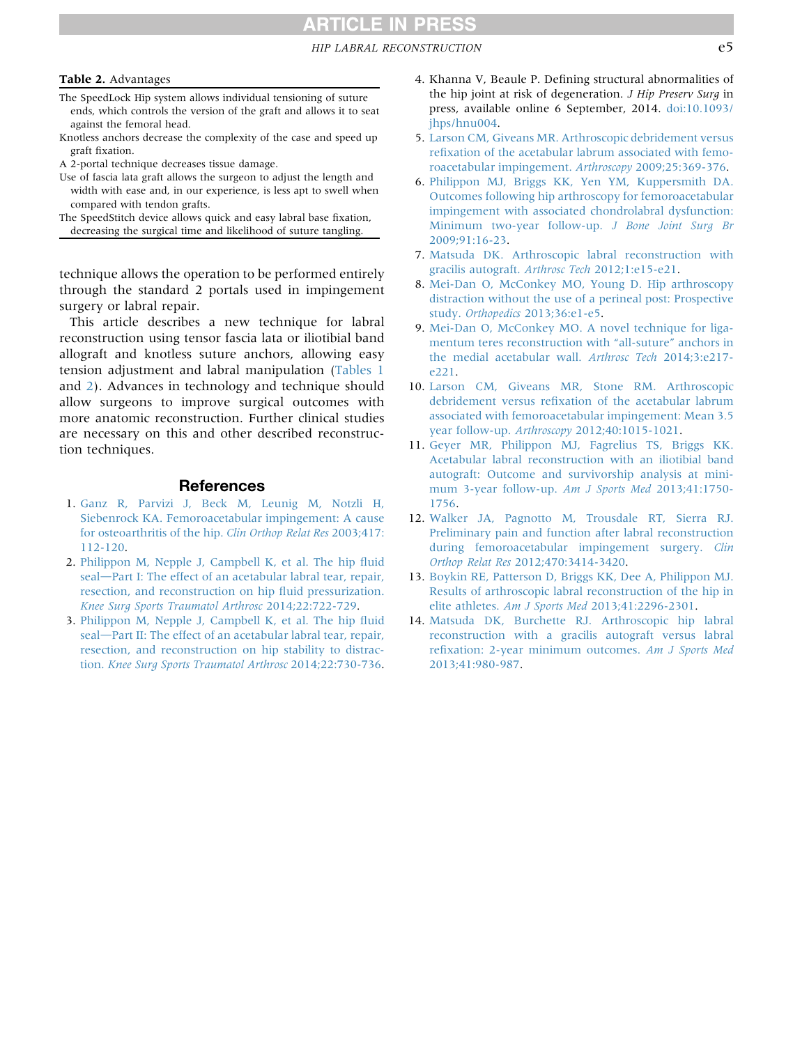**Table 2.** Advantages

| |
|---|
| The SpeedLock Hip system allows individual tensioning of suture ends, which controls the version of the graft and allows it to seat against the femoral head. |
| Knotless anchors decrease the complexity of the case and speed up graft fixation. |
| A 2-portal technique decreases tissue damage. |
| Use of fascia lata graft allows the surgeon to adjust the length and width with ease and, in our experience, is less apt to swell when compared with tendon grafts. |
| The SpeedStitch device allows quick and easy labral base fixation, decreasing the surgical time and likelihood of suture tangling. |

technique allows the operation to be performed entirely through the standard 2 portals used in impingement surgery or labral repair.

This article describes a new technique for labral reconstruction using tensor fascia lata or iliotibial band allograft and knotless suture anchors, allowing easy tension adjustment and labral manipulation (Tables 1 and 2). Advances in technology and technique should allow surgeons to improve surgical outcomes with more anatomic reconstruction. Further clinical studies are necessary on this and other described reconstruction techniques.

## References

1. Ganz R, Parvizi J, Beck M, Leunig M, Notzli H, Siebenrock KA. Femoroacetabular impingement: A cause for osteoarthritis of the hip. *Clin Orthop Relat Res* 2003;417: 112-120.
2. Philippon M, Nepple J, Campbell K, et al. The hip fluid seal—Part I: The effect of an acetabular labral tear, repair, resection, and reconstruction on hip fluid pressurization. *Knee Surg Sports Traumatol Arthrosc* 2014;22:722-729.
3. Philippon M, Nepple J, Campbell K, et al. The hip fluid seal—Part II: The effect of an acetabular labral tear, repair, resection, and reconstruction on hip stability to distraction. *Knee Surg Sports Traumatol Arthrosc* 2014;22:730-736.
4. Khanna V, Beaule P. Defining structural abnormalities of the hip joint at risk of degeneration. *J Hip Preserv Surg* in press, available online 6 September, 2014. doi:10.1093/jhps/hnu004.
5. Larson CM, Giveans MR. Arthroscopic debridement versus refixation of the acetabular labrum associated with femoroacetabular impingement. *Arthroscopy* 2009;25:369-376.
6. Philippon MJ, Briggs KK, Yen YM, Kuppersmith DA. Outcomes following hip arthroscopy for femoroacetabular impingement with associated chondrolabral dysfunction: Minimum two-year follow-up. *J Bone Joint Surg Br* 2009;91:16-23.
7. Matsuda DK. Arthroscopic labral reconstruction with gracilis autograft. *Arthrosc Tech* 2012;1:e15-e21.
8. Mei-Dan O, McConkey MO, Young D. Hip arthroscopy distraction without the use of a perineal post: Prospective study. *Orthopedics* 2013;36:e1-e5.
9. Mei-Dan O, McConkey MO. A novel technique for ligamentum teres reconstruction with "all-suture" anchors in the medial acetabular wall. *Arthrosc Tech* 2014;3:e217-e221.
10. Larson CM, Giveans MR, Stone RM. Arthroscopic debridement versus refixation of the acetabular labrum associated with femoroacetabular impingement: Mean 3.5 year follow-up. *Arthroscopy* 2012;40:1015-1021.
11. Geyer MR, Philippon MJ, Fagrelius TS, Briggs KK. Acetabular labral reconstruction with an iliotibial band autograft: Outcome and survivorship analysis at minimum 3-year follow-up. *Am J Sports Med* 2013;41:1750-1756.
12. Walker JA, Pagnotto M, Trousdale RT, Sierra RJ. Preliminary pain and function after labral reconstruction during femoroacetabular impingement surgery. *Clin Orthop Relat Res* 2012;470:3414-3420.
13. Boykin RE, Patterson D, Briggs KK, Dee A, Philippon MJ. Results of arthroscopic labral reconstruction of the hip in elite athletes. *Am J Sports Med* 2013;41:2296-2301.
14. Matsuda DK, Burchette RJ. Arthroscopic hip labral reconstruction with a gracilis autograft versus labral refixation: 2-year minimum outcomes. *Am J Sports Med* 2013;41:980-987.